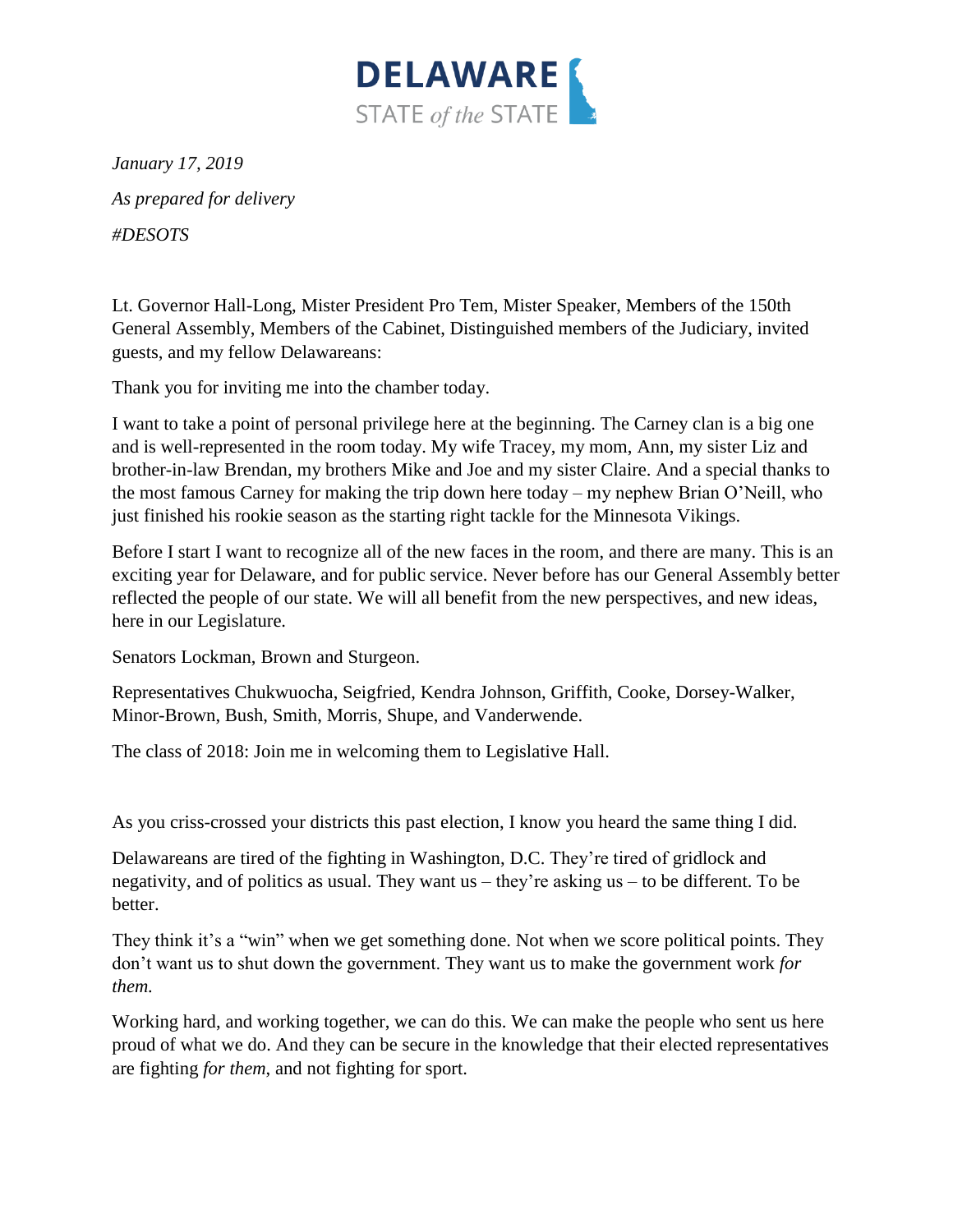# DELAWARE STATE *of the* STATE

*January 17, 2019*

*As prepared for delivery*

*#DESOTS*

Lt. Governor Hall-Long, Mister President Pro Tem, Mister Speaker, Members of the 150th General Assembly, Members of the Cabinet, Distinguished members of the Judiciary, invited guests, and my fellow Delawareans:

Thank you for inviting me into the chamber today.

I want to take a point of personal privilege here at the beginning. The Carney clan is a big one and is well-represented in the room today. My wife Tracey, my mom, Ann, my sister Liz and brother-in-law Brendan, my brothers Mike and Joe and my sister Claire. And a special thanks to the most famous Carney for making the trip down here today – my nephew Brian O'Neill, who just finished his rookie season as the starting right tackle for the Minnesota Vikings.

Before I start I want to recognize all of the new faces in the room, and there are many. This is an exciting year for Delaware, and for public service. Never before has our General Assembly better reflected the people of our state. We will all benefit from the new perspectives, and new ideas, here in our Legislature.

Senators Lockman, Brown and Sturgeon.

Representatives Chukwuocha, Seigfried, Kendra Johnson, Griffith, Cooke, Dorsey-Walker, Minor-Brown, Bush, Smith, Morris, Shupe, and Vanderwende.

The class of 2018: Join me in welcoming them to Legislative Hall.

As you criss-crossed your districts this past election, I know you heard the same thing I did.

Delawareans are tired of the fighting in Washington, D.C. They're tired of gridlock and negativity, and of politics as usual. They want us – they're asking us – to be different. To be better.

They think it's a "win" when we get something done. Not when we score political points. They don't want us to shut down the government. They want us to make the government work *for them.*

Working hard, and working together, we can do this. We can make the people who sent us here proud of what we do. And they can be secure in the knowledge that their elected representatives are fighting *for them*, and not fighting for sport.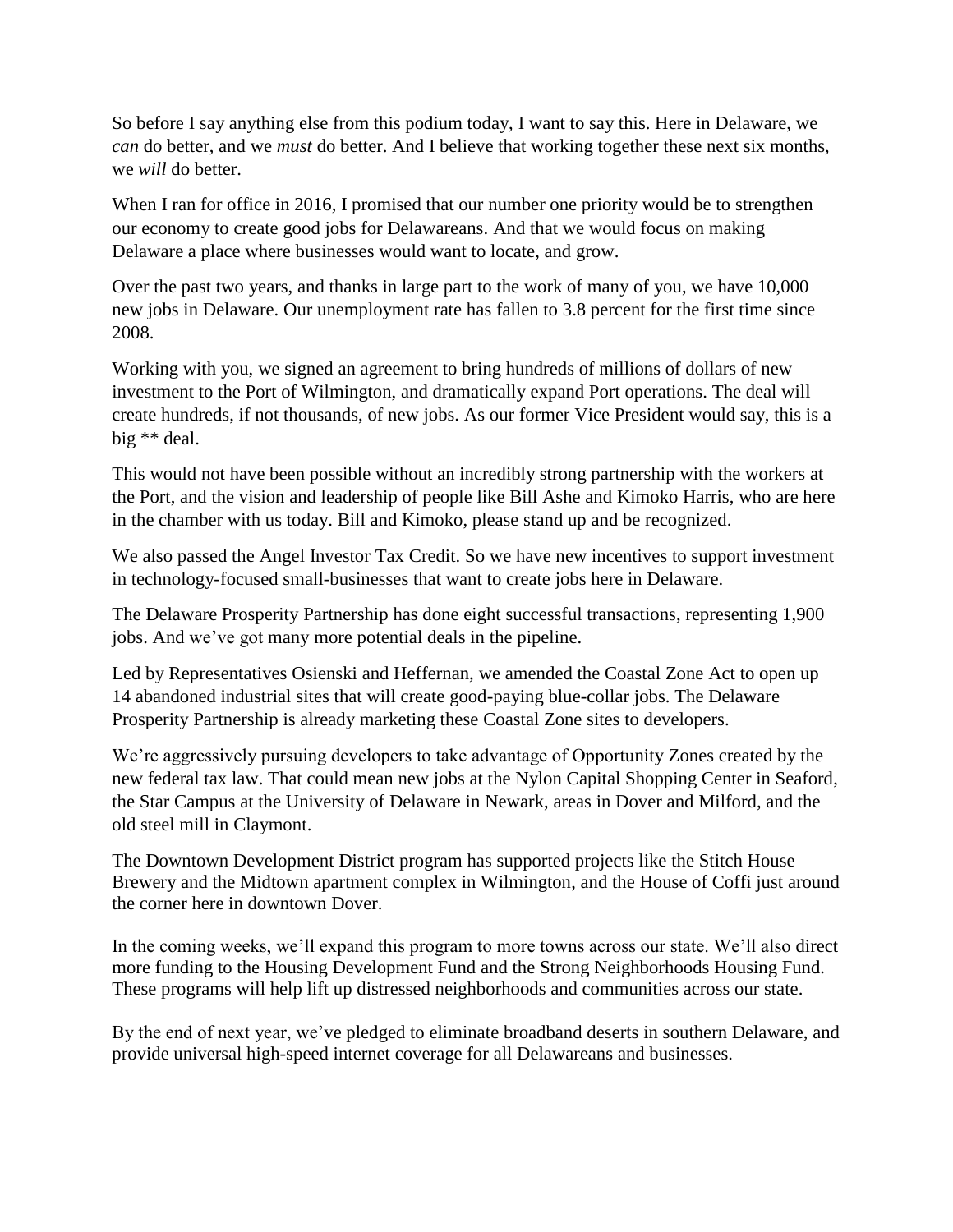So before I say anything else from this podium today, I want to say this. Here in Delaware, we *can* do better, and we *must* do better. And I believe that working together these next six months, we *will* do better.

When I ran for office in 2016, I promised that our number one priority would be to strengthen our economy to create good jobs for Delawareans. And that we would focus on making Delaware a place where businesses would want to locate, and grow.

Over the past two years, and thanks in large part to the work of many of you, we have 10,000 new jobs in Delaware. Our unemployment rate has fallen to 3.8 percent for the first time since 2008.

Working with you, we signed an agreement to bring hundreds of millions of dollars of new investment to the Port of Wilmington, and dramatically expand Port operations. The deal will create hundreds, if not thousands, of new jobs. As our former Vice President would say, this is a big ** deal.

This would not have been possible without an incredibly strong partnership with the workers at the Port, and the vision and leadership of people like Bill Ashe and Kimoko Harris, who are here in the chamber with us today. Bill and Kimoko, please stand up and be recognized.

We also passed the Angel Investor Tax Credit. So we have new incentives to support investment in technology-focused small-businesses that want to create jobs here in Delaware.

The Delaware Prosperity Partnership has done eight successful transactions, representing 1,900 jobs. And we've got many more potential deals in the pipeline.

Led by Representatives Osienski and Heffernan, we amended the Coastal Zone Act to open up 14 abandoned industrial sites that will create good-paying blue-collar jobs. The Delaware Prosperity Partnership is already marketing these Coastal Zone sites to developers.

We're aggressively pursuing developers to take advantage of Opportunity Zones created by the new federal tax law. That could mean new jobs at the Nylon Capital Shopping Center in Seaford, the Star Campus at the University of Delaware in Newark, areas in Dover and Milford, and the old steel mill in Claymont.

The Downtown Development District program has supported projects like the Stitch House Brewery and the Midtown apartment complex in Wilmington, and the House of Coffi just around the corner here in downtown Dover.

In the coming weeks, we'll expand this program to more towns across our state. We'll also direct more funding to the Housing Development Fund and the Strong Neighborhoods Housing Fund. These programs will help lift up distressed neighborhoods and communities across our state.

By the end of next year, we've pledged to eliminate broadband deserts in southern Delaware, and provide universal high-speed internet coverage for all Delawareans and businesses.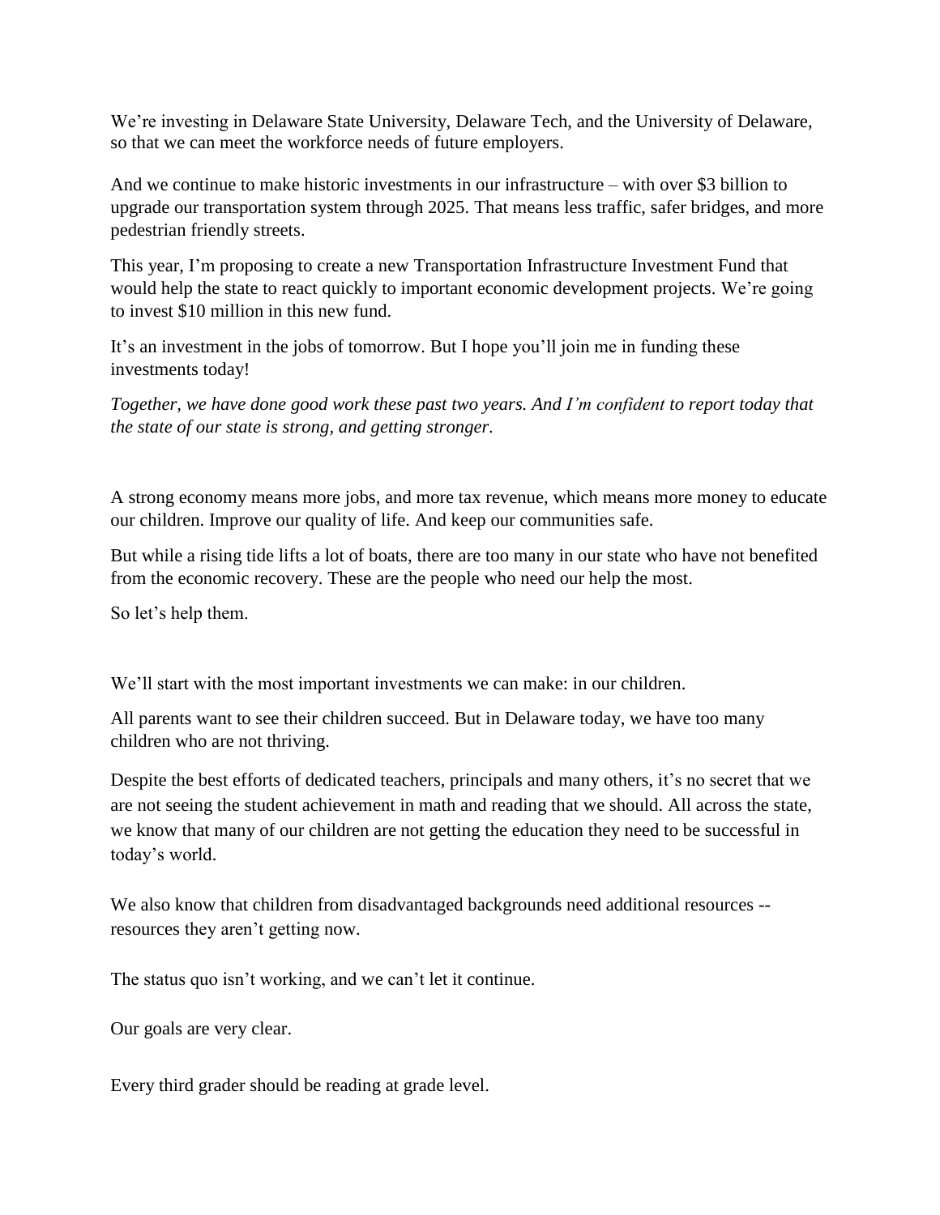We’re investing in Delaware State University, Delaware Tech, and the University of Delaware, so that we can meet the workforce needs of future employers.

And we continue to make historic investments in our infrastructure – with over $3 billion to upgrade our transportation system through 2025. That means less traffic, safer bridges, and more pedestrian friendly streets.

This year, I’m proposing to create a new Transportation Infrastructure Investment Fund that would help the state to react quickly to important economic development projects. We’re going to invest $10 million in this new fund.

It’s an investment in the jobs of tomorrow. But I hope you’ll join me in funding these investments today!

*Together, we have done good work these past two years. And I’m confident to report today that the state of our state is strong, and getting stronger.*

A strong economy means more jobs, and more tax revenue, which means more money to educate our children. Improve our quality of life. And keep our communities safe.

But while a rising tide lifts a lot of boats, there are too many in our state who have not benefited from the economic recovery. These are the people who need our help the most.

So let’s help them.

We’ll start with the most important investments we can make: in our children.

All parents want to see their children succeed. But in Delaware today, we have too many children who are not thriving.

Despite the best efforts of dedicated teachers, principals and many others, it’s no secret that we are not seeing the student achievement in math and reading that we should. All across the state, we know that many of our children are not getting the education they need to be successful in today’s world.

We also know that children from disadvantaged backgrounds need additional resources -- resources they aren’t getting now.

The status quo isn’t working, and we can’t let it continue.

Our goals are very clear.

Every third grader should be reading at grade level.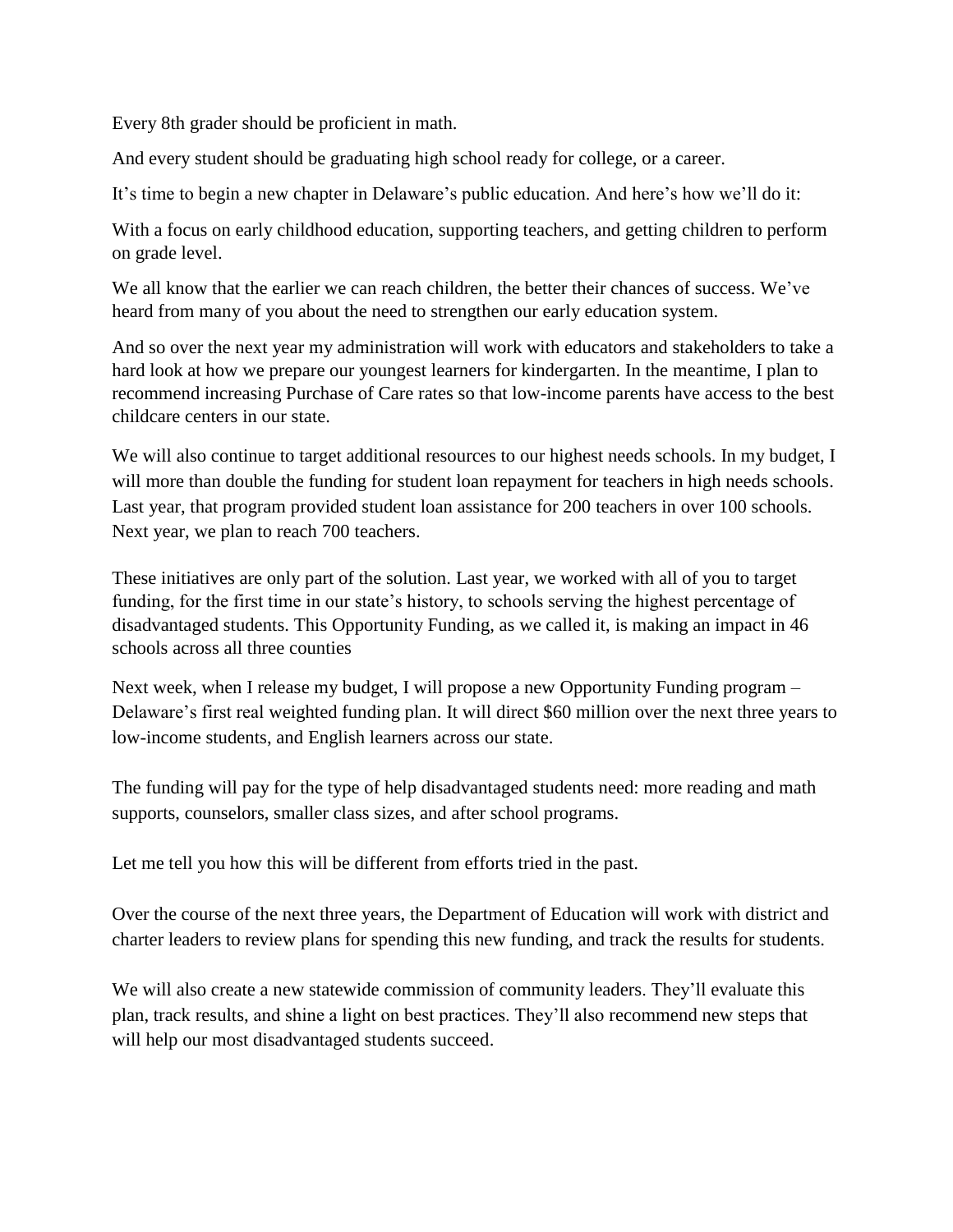Every 8th grader should be proficient in math.

And every student should be graduating high school ready for college, or a career.

It's time to begin a new chapter in Delaware's public education. And here's how we'll do it:

With a focus on early childhood education, supporting teachers, and getting children to perform on grade level.

We all know that the earlier we can reach children, the better their chances of success. We've heard from many of you about the need to strengthen our early education system.

And so over the next year my administration will work with educators and stakeholders to take a hard look at how we prepare our youngest learners for kindergarten. In the meantime, I plan to recommend increasing Purchase of Care rates so that low-income parents have access to the best childcare centers in our state.

We will also continue to target additional resources to our highest needs schools. In my budget, I will more than double the funding for student loan repayment for teachers in high needs schools. Last year, that program provided student loan assistance for 200 teachers in over 100 schools. Next year, we plan to reach 700 teachers.

These initiatives are only part of the solution. Last year, we worked with all of you to target funding, for the first time in our state's history, to schools serving the highest percentage of disadvantaged students. This Opportunity Funding, as we called it, is making an impact in 46 schools across all three counties

Next week, when I release my budget, I will propose a new Opportunity Funding program – Delaware's first real weighted funding plan. It will direct $60 million over the next three years to low-income students, and English learners across our state.

The funding will pay for the type of help disadvantaged students need: more reading and math supports, counselors, smaller class sizes, and after school programs.

Let me tell you how this will be different from efforts tried in the past.

Over the course of the next three years, the Department of Education will work with district and charter leaders to review plans for spending this new funding, and track the results for students.

We will also create a new statewide commission of community leaders. They'll evaluate this plan, track results, and shine a light on best practices. They'll also recommend new steps that will help our most disadvantaged students succeed.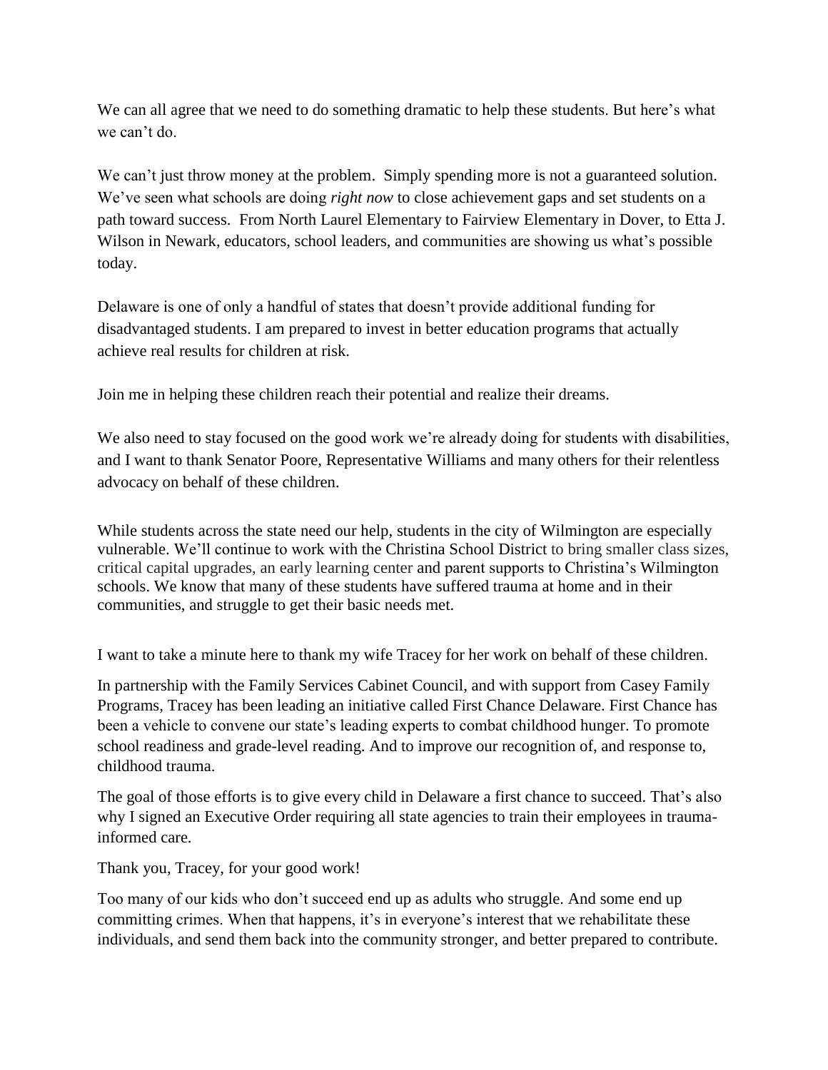We can all agree that we need to do something dramatic to help these students. But here's what we can't do.

We can't just throw money at the problem. Simply spending more is not a guaranteed solution. We've seen what schools are doing *right now* to close achievement gaps and set students on a path toward success. From North Laurel Elementary to Fairview Elementary in Dover, to Etta J. Wilson in Newark, educators, school leaders, and communities are showing us what's possible today.

Delaware is one of only a handful of states that doesn't provide additional funding for disadvantaged students. I am prepared to invest in better education programs that actually achieve real results for children at risk.

Join me in helping these children reach their potential and realize their dreams.

We also need to stay focused on the good work we're already doing for students with disabilities, and I want to thank Senator Poore, Representative Williams and many others for their relentless advocacy on behalf of these children.

While students across the state need our help, students in the city of Wilmington are especially vulnerable. We'll continue to work with the Christina School District to bring smaller class sizes, critical capital upgrades, an early learning center and parent supports to Christina's Wilmington schools. We know that many of these students have suffered trauma at home and in their communities, and struggle to get their basic needs met.

I want to take a minute here to thank my wife Tracey for her work on behalf of these children.

In partnership with the Family Services Cabinet Council, and with support from Casey Family Programs, Tracey has been leading an initiative called First Chance Delaware. First Chance has been a vehicle to convene our state's leading experts to combat childhood hunger. To promote school readiness and grade-level reading. And to improve our recognition of, and response to, childhood trauma.

The goal of those efforts is to give every child in Delaware a first chance to succeed. That's also why I signed an Executive Order requiring all state agencies to train their employees in trauma-informed care.

Thank you, Tracey, for your good work!

Too many of our kids who don't succeed end up as adults who struggle. And some end up committing crimes. When that happens, it's in everyone's interest that we rehabilitate these individuals, and send them back into the community stronger, and better prepared to contribute.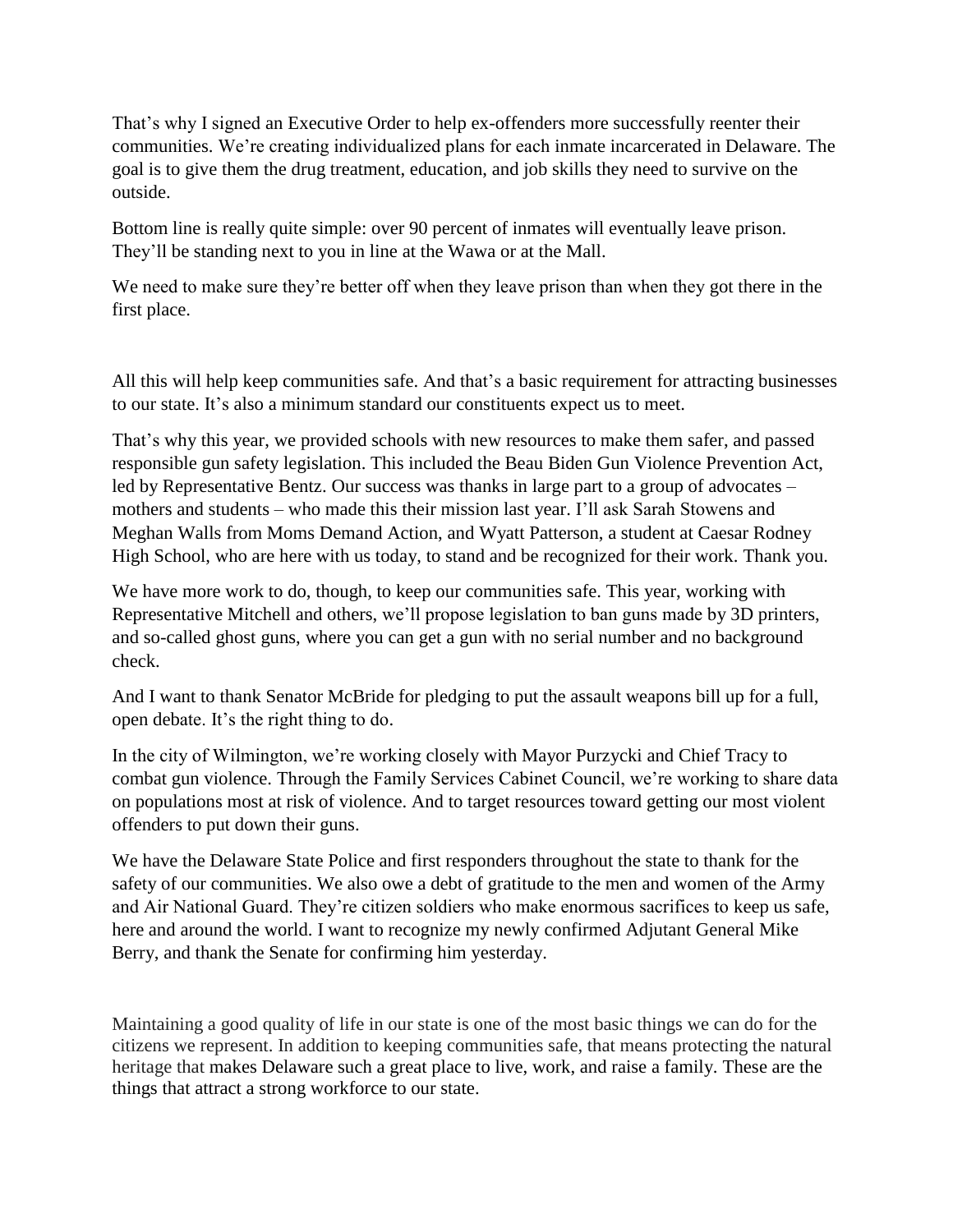That's why I signed an Executive Order to help ex-offenders more successfully reenter their communities. We're creating individualized plans for each inmate incarcerated in Delaware. The goal is to give them the drug treatment, education, and job skills they need to survive on the outside.

Bottom line is really quite simple: over 90 percent of inmates will eventually leave prison. They'll be standing next to you in line at the Wawa or at the Mall.

We need to make sure they're better off when they leave prison than when they got there in the first place.

All this will help keep communities safe. And that's a basic requirement for attracting businesses to our state. It's also a minimum standard our constituents expect us to meet.

That's why this year, we provided schools with new resources to make them safer, and passed responsible gun safety legislation. This included the Beau Biden Gun Violence Prevention Act, led by Representative Bentz. Our success was thanks in large part to a group of advocates – mothers and students – who made this their mission last year. I'll ask Sarah Stowens and Meghan Walls from Moms Demand Action, and Wyatt Patterson, a student at Caesar Rodney High School, who are here with us today, to stand and be recognized for their work. Thank you.

We have more work to do, though, to keep our communities safe. This year, working with Representative Mitchell and others, we'll propose legislation to ban guns made by 3D printers, and so-called ghost guns, where you can get a gun with no serial number and no background check.

And I want to thank Senator McBride for pledging to put the assault weapons bill up for a full, open debate. It's the right thing to do.

In the city of Wilmington, we're working closely with Mayor Purzycki and Chief Tracy to combat gun violence. Through the Family Services Cabinet Council, we're working to share data on populations most at risk of violence. And to target resources toward getting our most violent offenders to put down their guns.

We have the Delaware State Police and first responders throughout the state to thank for the safety of our communities. We also owe a debt of gratitude to the men and women of the Army and Air National Guard. They're citizen soldiers who make enormous sacrifices to keep us safe, here and around the world. I want to recognize my newly confirmed Adjutant General Mike Berry, and thank the Senate for confirming him yesterday.

Maintaining a good quality of life in our state is one of the most basic things we can do for the citizens we represent. In addition to keeping communities safe, that means protecting the natural heritage that makes Delaware such a great place to live, work, and raise a family. These are the things that attract a strong workforce to our state.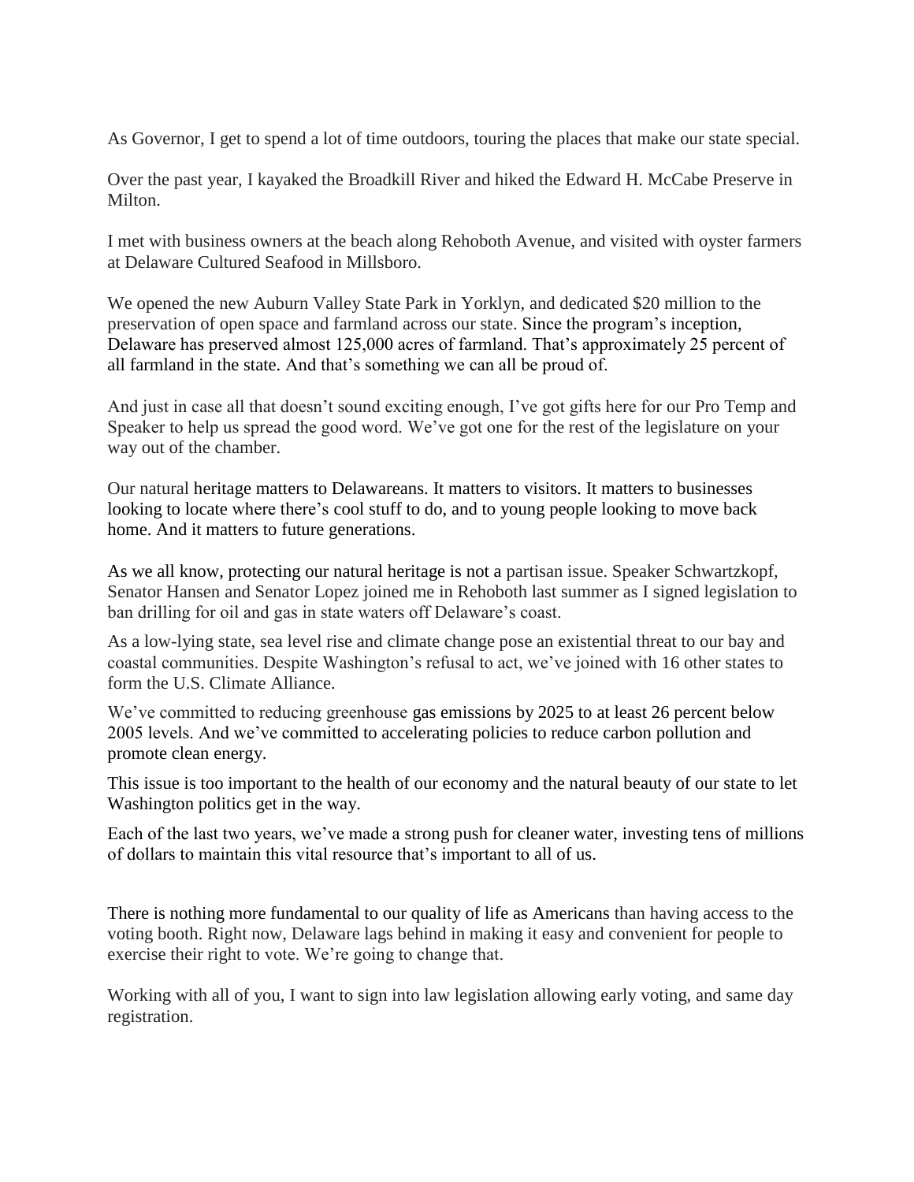As Governor, I get to spend a lot of time outdoors, touring the places that make our state special.

Over the past year, I kayaked the Broadkill River and hiked the Edward H. McCabe Preserve in Milton.

I met with business owners at the beach along Rehoboth Avenue, and visited with oyster farmers at Delaware Cultured Seafood in Millsboro.

We opened the new Auburn Valley State Park in Yorklyn, and dedicated $20 million to the preservation of open space and farmland across our state. Since the program's inception, Delaware has preserved almost 125,000 acres of farmland. That's approximately 25 percent of all farmland in the state. And that's something we can all be proud of.

And just in case all that doesn't sound exciting enough, I've got gifts here for our Pro Temp and Speaker to help us spread the good word. We've got one for the rest of the legislature on your way out of the chamber.

Our natural heritage matters to Delawareans. It matters to visitors. It matters to businesses looking to locate where there's cool stuff to do, and to young people looking to move back home. And it matters to future generations.

As we all know, protecting our natural heritage is not a partisan issue. Speaker Schwartzkopf, Senator Hansen and Senator Lopez joined me in Rehoboth last summer as I signed legislation to ban drilling for oil and gas in state waters off Delaware's coast.

As a low-lying state, sea level rise and climate change pose an existential threat to our bay and coastal communities. Despite Washington's refusal to act, we've joined with 16 other states to form the U.S. Climate Alliance.

We've committed to reducing greenhouse gas emissions by 2025 to at least 26 percent below 2005 levels. And we've committed to accelerating policies to reduce carbon pollution and promote clean energy.

This issue is too important to the health of our economy and the natural beauty of our state to let Washington politics get in the way.

Each of the last two years, we've made a strong push for cleaner water, investing tens of millions of dollars to maintain this vital resource that's important to all of us.

There is nothing more fundamental to our quality of life as Americans than having access to the voting booth. Right now, Delaware lags behind in making it easy and convenient for people to exercise their right to vote. We're going to change that.

Working with all of you, I want to sign into law legislation allowing early voting, and same day registration.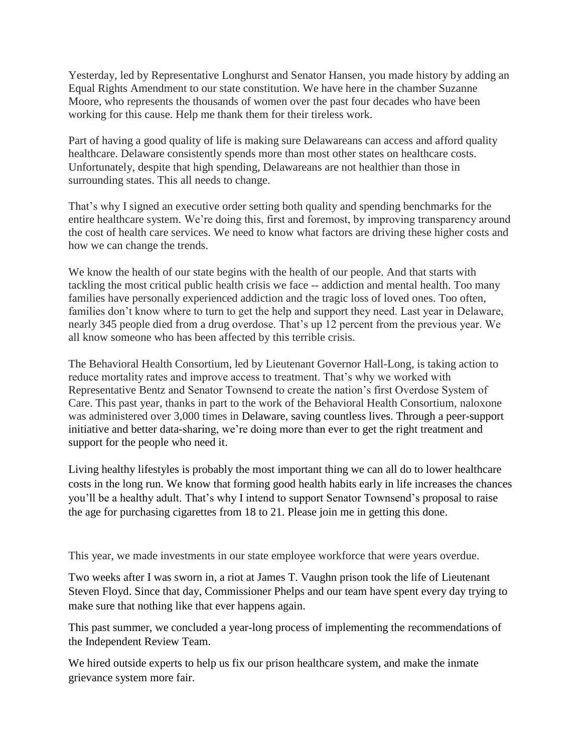Yesterday, led by Representative Longhurst and Senator Hansen, you made history by adding an Equal Rights Amendment to our state constitution. We have here in the chamber Suzanne Moore, who represents the thousands of women over the past four decades who have been working for this cause. Help me thank them for their tireless work.

Part of having a good quality of life is making sure Delawareans can access and afford quality healthcare. Delaware consistently spends more than most other states on healthcare costs. Unfortunately, despite that high spending, Delawareans are not healthier than those in surrounding states. This all needs to change.

That's why I signed an executive order setting both quality and spending benchmarks for the entire healthcare system. We're doing this, first and foremost, by improving transparency around the cost of health care services. We need to know what factors are driving these higher costs and how we can change the trends.

We know the health of our state begins with the health of our people. And that starts with tackling the most critical public health crisis we face -- addiction and mental health. Too many families have personally experienced addiction and the tragic loss of loved ones. Too often, families don't know where to turn to get the help and support they need. Last year in Delaware, nearly 345 people died from a drug overdose. That's up 12 percent from the previous year. We all know someone who has been affected by this terrible crisis.

The Behavioral Health Consortium, led by Lieutenant Governor Hall-Long, is taking action to reduce mortality rates and improve access to treatment. That's why we worked with Representative Bentz and Senator Townsend to create the nation's first Overdose System of Care. This past year, thanks in part to the work of the Behavioral Health Consortium, naloxone was administered over 3,000 times in Delaware, saving countless lives. Through a peer-support initiative and better data-sharing, we're doing more than ever to get the right treatment and support for the people who need it.

Living healthy lifestyles is probably the most important thing we can all do to lower healthcare costs in the long run. We know that forming good health habits early in life increases the chances you'll be a healthy adult. That's why I intend to support Senator Townsend's proposal to raise the age for purchasing cigarettes from 18 to 21. Please join me in getting this done.

This year, we made investments in our state employee workforce that were years overdue.

Two weeks after I was sworn in, a riot at James T. Vaughn prison took the life of Lieutenant Steven Floyd. Since that day, Commissioner Phelps and our team have spent every day trying to make sure that nothing like that ever happens again.

This past summer, we concluded a year-long process of implementing the recommendations of the Independent Review Team.

We hired outside experts to help us fix our prison healthcare system, and make the inmate grievance system more fair.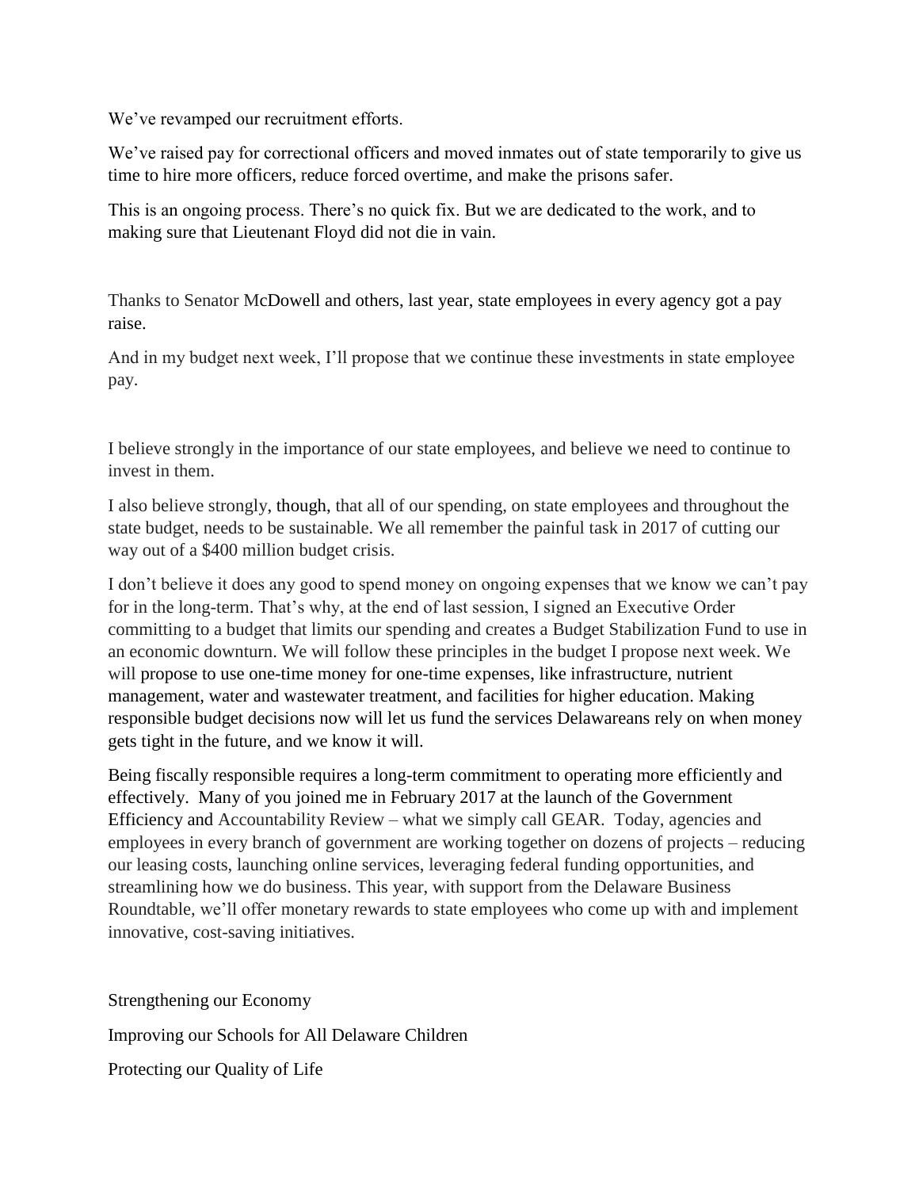We’ve revamped our recruitment efforts.

We’ve raised pay for correctional officers and moved inmates out of state temporarily to give us time to hire more officers, reduce forced overtime, and make the prisons safer.

This is an ongoing process. There’s no quick fix. But we are dedicated to the work, and to making sure that Lieutenant Floyd did not die in vain.

Thanks to Senator McDowell and others, last year, state employees in every agency got a pay raise.

And in my budget next week, I’ll propose that we continue these investments in state employee pay.

I believe strongly in the importance of our state employees, and believe we need to continue to invest in them.

I also believe strongly, though, that all of our spending, on state employees and throughout the state budget, needs to be sustainable. We all remember the painful task in 2017 of cutting our way out of a $400 million budget crisis.

I don’t believe it does any good to spend money on ongoing expenses that we know we can’t pay for in the long-term. That’s why, at the end of last session, I signed an Executive Order committing to a budget that limits our spending and creates a Budget Stabilization Fund to use in an economic downturn. We will follow these principles in the budget I propose next week. We will propose to use one-time money for one-time expenses, like infrastructure, nutrient management, water and wastewater treatment, and facilities for higher education. Making responsible budget decisions now will let us fund the services Delawareans rely on when money gets tight in the future, and we know it will.

Being fiscally responsible requires a long-term commitment to operating more efficiently and effectively. Many of you joined me in February 2017 at the launch of the Government Efficiency and Accountability Review – what we simply call GEAR. Today, agencies and employees in every branch of government are working together on dozens of projects – reducing our leasing costs, launching online services, leveraging federal funding opportunities, and streamlining how we do business. This year, with support from the Delaware Business Roundtable, we’ll offer monetary rewards to state employees who come up with and implement innovative, cost-saving initiatives.

Strengthening our Economy

Improving our Schools for All Delaware Children

Protecting our Quality of Life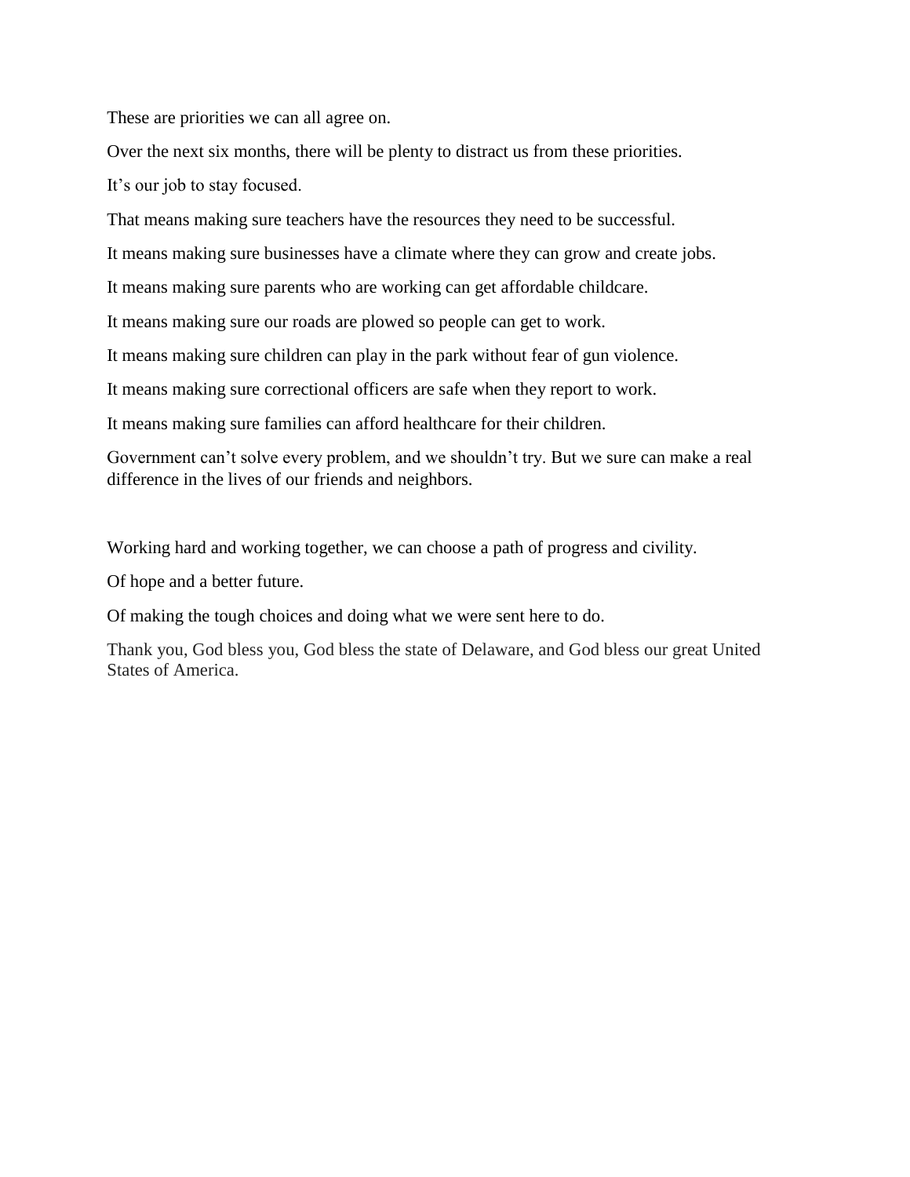These are priorities we can all agree on.

Over the next six months, there will be plenty to distract us from these priorities.

It's our job to stay focused.

That means making sure teachers have the resources they need to be successful.

It means making sure businesses have a climate where they can grow and create jobs.

It means making sure parents who are working can get affordable childcare.

It means making sure our roads are plowed so people can get to work.

It means making sure children can play in the park without fear of gun violence.

It means making sure correctional officers are safe when they report to work.

It means making sure families can afford healthcare for their children.

Government can't solve every problem, and we shouldn't try. But we sure can make a real difference in the lives of our friends and neighbors.

Working hard and working together, we can choose a path of progress and civility.

Of hope and a better future.

Of making the tough choices and doing what we were sent here to do.

Thank you, God bless you, God bless the state of Delaware, and God bless our great United States of America.